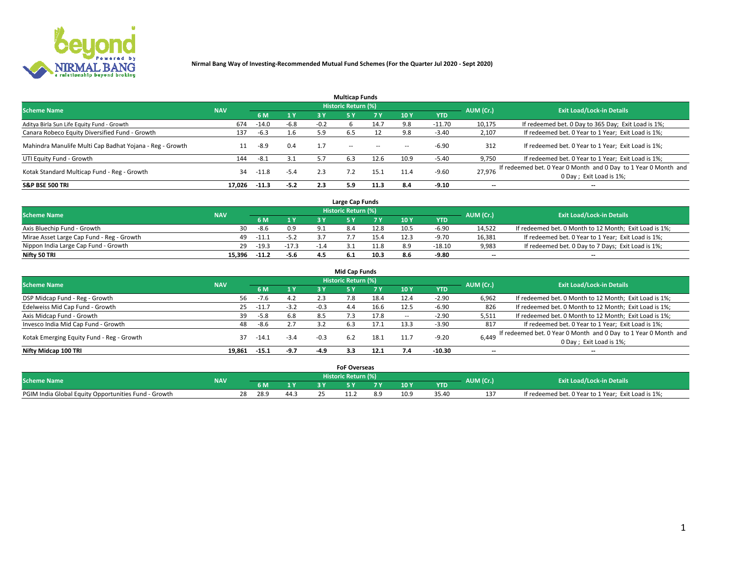**Nirmal Bang Way of Investing-Recommended Mutual Fund Schemes (For the Quarter Jul 2020 - Sept 2020)**

### Multicap Funds

| Scheme Name | NAV | Historic Return (%) | | | | | | | AUM (Cr.) | Exit Load/Lock-in Details |
|---|---|---|---|---|---|---|---|---|---|---|
| | | 6 M | 1 Y | 3 Y | 5 Y | 7 Y | 10 Y | YTD | | |
| Aditya Birla Sun Life Equity Fund - Growth | 674 | -14.0 | -6.8 | -0.2 | 6 | 14.7 | 9.8 | -11.70 | 10,175 | If redeemed bet. 0 Day to 365 Day; Exit Load is 1%; |
| Canara Robeco Equity Diversified Fund - Growth | 137 | -6.3 | 1.6 | 5.9 | 6.5 | 12 | 9.8 | -3.40 | 2,107 | If redeemed bet. 0 Year to 1 Year; Exit Load is 1%; |
| Mahindra Manulife Multi Cap Badhat Yojana - Reg - Growth | 11 | -8.9 | 0.4 | 1.7 | -- | -- | -- | -6.90 | 312 | If redeemed bet. 0 Year to 1 Year; Exit Load is 1%; |
| UTI Equity Fund - Growth | 144 | -8.1 | 3.1 | 5.7 | 6.3 | 12.6 | 10.9 | -5.40 | 9,750 | If redeemed bet. 0 Year to 1 Year; Exit Load is 1%; |
| Kotak Standard Multicap Fund - Reg - Growth | 34 | -11.8 | -5.4 | 2.3 | 7.2 | 15.1 | 11.4 | -9.60 | 27,976 | If redeemed bet. 0 Year 0 Month and 0 Day to 1 Year 0 Month and 0 Day ; Exit Load is 1%; |
| **S&P BSE 500 TRI** | **17,026** | **-11.3** | **-5.2** | **2.3** | **5.9** | **11.3** | **8.4** | **-9.10** | -- | -- |

### Large Cap Funds

| Scheme Name | NAV | Historic Return (%) | | | | | | | AUM (Cr.) | Exit Load/Lock-in Details |
|---|---|---|---|---|---|---|---|---|---|---|
| | | 6 M | 1 Y | 3 Y | 5 Y | 7 Y | 10 Y | YTD | | |
| Axis Bluechip Fund - Growth | 30 | -8.6 | 0.9 | 9.1 | 8.4 | 12.8 | 10.5 | -6.90 | 14,522 | If redeemed bet. 0 Month to 12 Month; Exit Load is 1%; |
| Mirae Asset Large Cap Fund - Reg - Growth | 49 | -11.1 | -5.2 | 3.7 | 7.7 | 15.4 | 12.3 | -9.70 | 16,381 | If redeemed bet. 0 Year to 1 Year; Exit Load is 1%; |
| Nippon India Large Cap Fund - Growth | 29 | -19.3 | -17.3 | -1.4 | 3.1 | 11.8 | 8.9 | -18.10 | 9,983 | If redeemed bet. 0 Day to 7 Days; Exit Load is 1%; |
| **Nifty 50 TRI** | **15,396** | **-11.2** | **-5.6** | **4.5** | **6.1** | **10.3** | **8.6** | **-9.80** | -- | -- |

### Mid Cap Funds

| Scheme Name | NAV | Historic Return (%) | | | | | | | AUM (Cr.) | Exit Load/Lock-in Details |
|---|---|---|---|---|---|---|---|---|---|---|
| | | 6 M | 1 Y | 3 Y | 5 Y | 7 Y | 10 Y | YTD | | |
| DSP Midcap Fund - Reg - Growth | 56 | -7.6 | 4.2 | 2.3 | 7.8 | 18.4 | 12.4 | -2.90 | 6,962 | If redeemed bet. 0 Month to 12 Month; Exit Load is 1%; |
| Edelweiss Mid Cap Fund - Growth | 25 | -11.7 | -3.2 | -0.3 | 4.4 | 16.6 | 12.5 | -6.90 | 826 | If redeemed bet. 0 Month to 12 Month; Exit Load is 1%; |
| Axis Midcap Fund - Growth | 39 | -5.8 | 6.8 | 8.5 | 7.3 | 17.8 | -- | -2.90 | 5,511 | If redeemed bet. 0 Month to 12 Month; Exit Load is 1%; |
| Invesco India Mid Cap Fund - Growth | 48 | -8.6 | 2.7 | 3.2 | 6.3 | 17.1 | 13.3 | -3.90 | 817 | If redeemed bet. 0 Year to 1 Year; Exit Load is 1%; |
| Kotak Emerging Equity Fund - Reg - Growth | 37 | -14.1 | -3.4 | -0.3 | 6.2 | 18.1 | 11.7 | -9.20 | 6,449 | If redeemed bet. 0 Year 0 Month and 0 Day to 1 Year 0 Month and 0 Day ; Exit Load is 1%; |
| **Nifty Midcap 100 TRI** | **19,861** | **-15.1** | **-9.7** | **-4.9** | **3.3** | **12.1** | **7.4** | **-10.30** | -- | -- |

### FoF Overseas

| Scheme Name | NAV | Historic Return (%) | | | | | | | AUM (Cr.) | Exit Load/Lock-in Details |
|---|---|---|---|---|---|---|---|---|---|---|
| | | 6 M | 1 Y | 3 Y | 5 Y | 7 Y | 10 Y | YTD | | |
| PGIM India Global Equity Opportunities Fund - Growth | 28 | 28.9 | 44.3 | 25 | 11.2 | 8.9 | 10.9 | 35.40 | 137 | If redeemed bet. 0 Year to 1 Year; Exit Load is 1%; |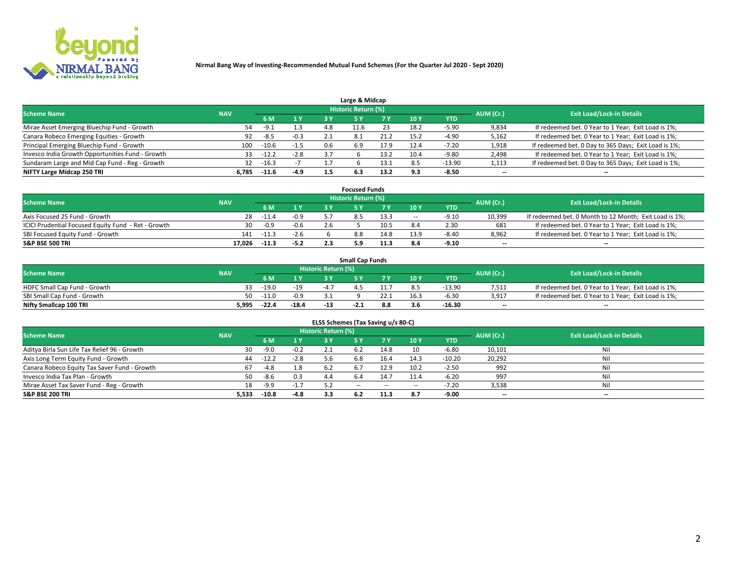**Nirmal Bang Way of Investing-Recommended Mutual Fund Schemes (For the Quarter Jul 2020 - Sept 2020)**

## Large & Midcap

| Scheme Name | NAV | Historic Return (%) | | | | | | | AUM (Cr.) | Exit Load/Lock-in Details |
|---|---|---|---|---|---|---|---|---|---|---|
| | | 6 M | 1 Y | 3 Y | 5 Y | 7 Y | 10 Y | YTD | | |
| Mirae Asset Emerging Bluechip Fund - Growth | 54 | -9.1 | 1.3 | 4.8 | 11.6 | 23 | 18.2 | -5.90 | 9,834 | If redeemed bet. 0 Year to 1 Year; Exit Load is 1%; |
| Canara Robeco Emerging Equities - Growth | 92 | -8.5 | -0.3 | 2.1 | 8.1 | 21.2 | 15.2 | -4.90 | 5,162 | If redeemed bet. 0 Year to 1 Year; Exit Load is 1%; |
| Principal Emerging Bluechip Fund - Growth | 100 | -10.6 | -1.5 | 0.6 | 6.9 | 17.9 | 12.4 | -7.20 | 1,918 | If redeemed bet. 0 Day to 365 Days; Exit Load is 1%; |
| Invesco India Growth Opportunities Fund - Growth | 33 | -12.2 | -2.8 | 3.7 | 6 | 13.2 | 10.4 | -9.80 | 2,498 | If redeemed bet. 0 Year to 1 Year; Exit Load is 1%; |
| Sundaram Large and Mid Cap Fund - Reg - Growth | 32 | -16.3 | -7 | 1.7 | 6 | 13.1 | 8.5 | -13.90 | 1,113 | If redeemed bet. 0 Day to 365 Days; Exit Load is 1%; |
| **NIFTY Large Midcap 250 TRI** | **6,785** | **-11.6** | **-4.9** | **1.5** | **6.3** | **13.2** | **9.3** | **-8.50** | **--** | **--** |

## Focused Funds

| Scheme Name | NAV | Historic Return (%) | | | | | | | AUM (Cr.) | Exit Load/Lock-in Details |
|---|---|---|---|---|---|---|---|---|---|---|
| | | 6 M | 1 Y | 3 Y | 5 Y | 7 Y | 10 Y | YTD | | |
| Axis Focused 25 Fund - Growth | 28 | -11.4 | -0.9 | 5.7 | 8.5 | 13.3 | -- | -9.10 | 10,399 | If redeemed bet. 0 Month to 12 Month; Exit Load is 1%; |
| ICICI Prudential Focused Equity Fund - Ret - Growth | 30 | -0.9 | -0.6 | 2.6 | 5 | 10.5 | 8.4 | 2.30 | 681 | If redeemed bet. 0 Year to 1 Year; Exit Load is 1%; |
| SBI Focused Equity Fund - Growth | 141 | -11.3 | -2.6 | 6 | 8.8 | 14.8 | 13.9 | -8.40 | 8,962 | If redeemed bet. 0 Year to 1 Year; Exit Load is 1%; |
| **S&P BSE 500 TRI** | **17,026** | **-11.3** | **-5.2** | **2.3** | **5.9** | **11.3** | **8.4** | **-9.10** | **--** | **--** |

## Small Cap Funds

| Scheme Name | NAV | Historic Return (%) | | | | | | | AUM (Cr.) | Exit Load/Lock-in Details |
|---|---|---|---|---|---|---|---|---|---|---|
| | | 6 M | 1 Y | 3 Y | 5 Y | 7 Y | 10 Y | YTD | | |
| HDFC Small Cap Fund - Growth | 33 | -19.0 | -19 | -4.7 | 4.5 | 11.7 | 8.5 | -13.90 | 7,511 | If redeemed bet. 0 Year to 1 Year; Exit Load is 1%; |
| SBI Small Cap Fund - Growth | 50 | -11.0 | -0.9 | 3.1 | 9 | 22.1 | 16.3 | -6.30 | 3,917 | If redeemed bet. 0 Year to 1 Year; Exit Load is 1%; |
| **Nifty Smallcap 100 TRI** | **5,995** | **-22.4** | **-18.4** | **-13** | **-2.1** | **8.8** | **3.6** | **-16.30** | **--** | **--** |

## ELSS Schemes (Tax Saving u/s 80-C)

| Scheme Name | NAV | Historic Return (%) | | | | | | | AUM (Cr.) | Exit Load/Lock-in Details |
|---|---|---|---|---|---|---|---|---|---|---|
| | | 6 M | 1 Y | 3 Y | 5 Y | 7 Y | 10 Y | YTD | | |
| Aditya Birla Sun Life Tax Relief 96 - Growth | 30 | -9.0 | -0.2 | 2.1 | 6.2 | 14.8 | 10 | -6.80 | 10,101 | Nil |
| Axis Long Term Equity Fund - Growth | 44 | -12.2 | -2.8 | 5.6 | 6.8 | 16.4 | 14.3 | -10.20 | 20,292 | Nil |
| Canara Robeco Equity Tax Saver Fund - Growth | 67 | -4.8 | 1.8 | 6.2 | 6.7 | 12.9 | 10.2 | -2.50 | 992 | Nil |
| Invesco India Tax Plan - Growth | 50 | -8.6 | 0.3 | 4.4 | 6.4 | 14.7 | 11.4 | -6.20 | 997 | Nil |
| Mirae Asset Tax Saver Fund - Reg - Growth | 18 | -9.9 | -1.7 | 5.2 | -- | -- | -- | -7.20 | 3,538 | Nil |
| **S&P BSE 200 TRI** | **5,533** | **-10.8** | **-4.8** | **3.3** | **6.2** | **11.3** | **8.7** | **-9.00** | **--** | **--** |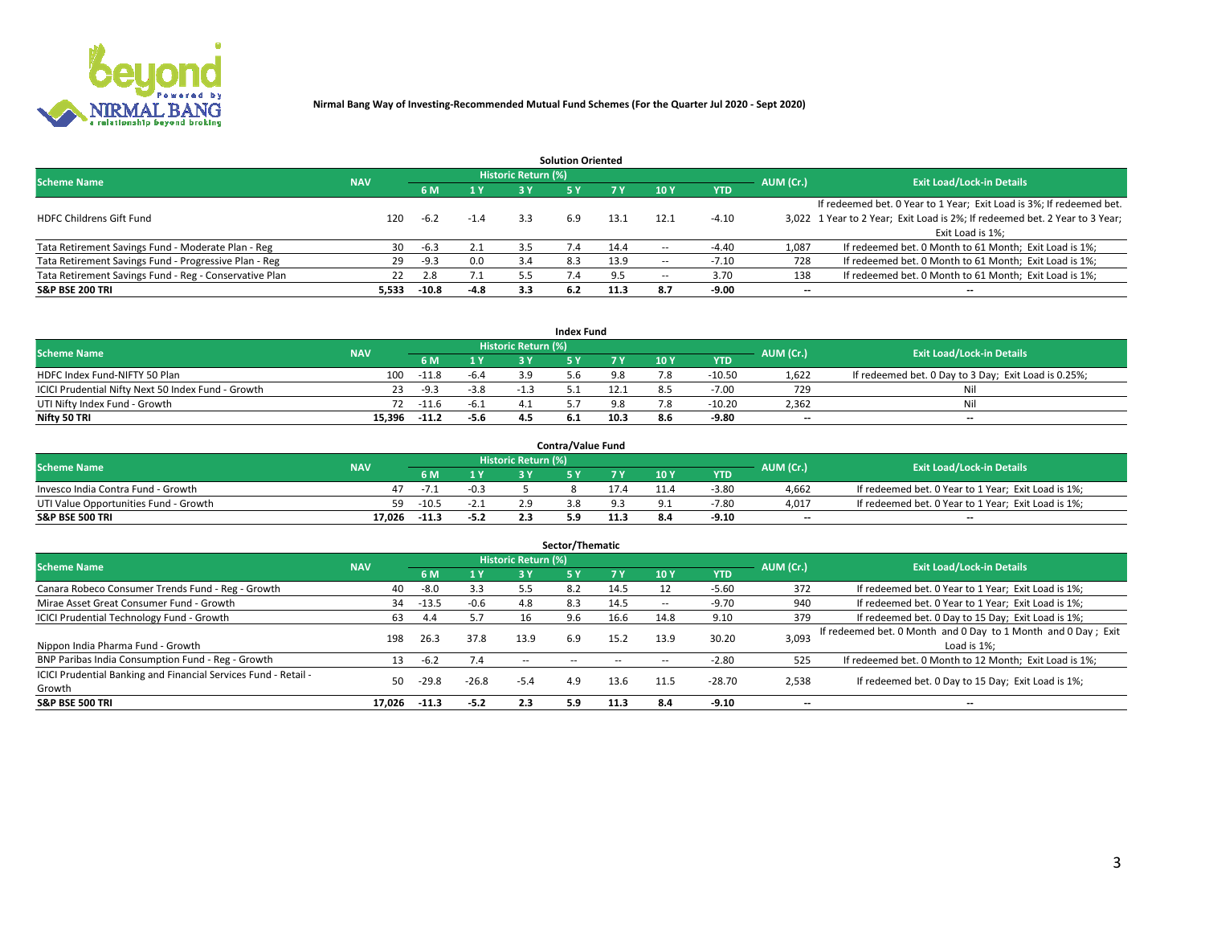**Nirmal Bang Way of Investing-Recommended Mutual Fund Schemes (For the Quarter Jul 2020 - Sept 2020)**

## Solution Oriented

| Scheme Name | NAV | Historic Return (%) | | | | | | | AUM (Cr.) | Exit Load/Lock-in Details |
|---|---|---|---|---|---|---|---|---|---|---|
| | | 6 M | 1 Y | 3 Y | 5 Y | 7 Y | 10 Y | YTD | | |
| HDFC Childrens Gift Fund | 120 | -6.2 | -1.4 | 3.3 | 6.9 | 13.1 | 12.1 | -4.10 | 3,022 | If redeemed bet. 0 Year to 1 Year; Exit Load is 3%; If redeemed bet. 1 Year to 2 Year; Exit Load is 2%; If redeemed bet. 2 Year to 3 Year; Exit Load is 1%; |
| Tata Retirement Savings Fund - Moderate Plan - Reg | 30 | -6.3 | 2.1 | 3.5 | 7.4 | 14.4 | -- | -4.40 | 1,087 | If redeemed bet. 0 Month to 61 Month; Exit Load is 1%; |
| Tata Retirement Savings Fund - Progressive Plan - Reg | 29 | -9.3 | 0.0 | 3.4 | 8.3 | 13.9 | -- | -7.10 | 728 | If redeemed bet. 0 Month to 61 Month; Exit Load is 1%; |
| Tata Retirement Savings Fund - Reg - Conservative Plan | 22 | 2.8 | 7.1 | 5.5 | 7.4 | 9.5 | -- | 3.70 | 138 | If redeemed bet. 0 Month to 61 Month; Exit Load is 1%; |
| **S&P BSE 200 TRI** | **5,533** | **-10.8** | **-4.8** | **3.3** | **6.2** | **11.3** | **8.7** | **-9.00** | **--** | **--** |

## Index Fund

| Scheme Name | NAV | Historic Return (%) | | | | | | | AUM (Cr.) | Exit Load/Lock-in Details |
|---|---|---|---|---|---|---|---|---|---|---|
| | | 6 M | 1 Y | 3 Y | 5 Y | 7 Y | 10 Y | YTD | | |
| HDFC Index Fund-NIFTY 50 Plan | 100 | -11.8 | -6.4 | 3.9 | 5.6 | 9.8 | 7.8 | -10.50 | 1,622 | If redeemed bet. 0 Day to 3 Day; Exit Load is 0.25%; |
| ICICI Prudential Nifty Next 50 Index Fund - Growth | 23 | -9.3 | -3.8 | -1.3 | 5.1 | 12.1 | 8.5 | -7.00 | 729 | Nil |
| UTI Nifty Index Fund - Growth | 72 | -11.6 | -6.1 | 4.1 | 5.7 | 9.8 | 7.8 | -10.20 | 2,362 | Nil |
| **Nifty 50 TRI** | **15,396** | **-11.2** | **-5.6** | **4.5** | **6.1** | **10.3** | **8.6** | **-9.80** | **--** | **--** |

## Contra/Value Fund

| Scheme Name | NAV | Historic Return (%) | | | | | | | AUM (Cr.) | Exit Load/Lock-in Details |
|---|---|---|---|---|---|---|---|---|---|---|
| | | 6 M | 1 Y | 3 Y | 5 Y | 7 Y | 10 Y | YTD | | |
| Invesco India Contra Fund - Growth | 47 | -7.1 | -0.3 | 5 | 8 | 17.4 | 11.4 | -3.80 | 4,662 | If redeemed bet. 0 Year to 1 Year; Exit Load is 1%; |
| UTI Value Opportunities Fund - Growth | 59 | -10.5 | -2.1 | 2.9 | 3.8 | 9.3 | 9.1 | -7.80 | 4,017 | If redeemed bet. 0 Year to 1 Year; Exit Load is 1%; |
| **S&P BSE 500 TRI** | **17,026** | **-11.3** | **-5.2** | **2.3** | **5.9** | **11.3** | **8.4** | **-9.10** | **--** | **--** |

## Sector/Thematic

| Scheme Name | NAV | Historic Return (%) | | | | | | | AUM (Cr.) | Exit Load/Lock-in Details |
|---|---|---|---|---|---|---|---|---|---|---|
| | | 6 M | 1 Y | 3 Y | 5 Y | 7 Y | 10 Y | YTD | | |
| Canara Robeco Consumer Trends Fund - Reg - Growth | 40 | -8.0 | 3.3 | 5.5 | 8.2 | 14.5 | 12 | -5.60 | 372 | If redeemed bet. 0 Year to 1 Year; Exit Load is 1%; |
| Mirae Asset Great Consumer Fund - Growth | 34 | -13.5 | -0.6 | 4.8 | 8.3 | 14.5 | -- | -9.70 | 940 | If redeemed bet. 0 Year to 1 Year; Exit Load is 1%; |
| ICICI Prudential Technology Fund - Growth | 63 | 4.4 | 5.7 | 16 | 9.6 | 16.6 | 14.8 | 9.10 | 379 | If redeemed bet. 0 Day to 15 Day; Exit Load is 1%; |
| Nippon India Pharma Fund - Growth | 198 | 26.3 | 37.8 | 13.9 | 6.9 | 15.2 | 13.9 | 30.20 | 3,093 | If redeemed bet. 0 Month and 0 Day to 1 Month and 0 Day ; Exit Load is 1%; |
| BNP Paribas India Consumption Fund - Reg - Growth | 13 | -6.2 | 7.4 | -- | -- | -- | -- | -2.80 | 525 | If redeemed bet. 0 Month to 12 Month; Exit Load is 1%; |
| ICICI Prudential Banking and Financial Services Fund - Retail - Growth | 50 | -29.8 | -26.8 | -5.4 | 4.9 | 13.6 | 11.5 | -28.70 | 2,538 | If redeemed bet. 0 Day to 15 Day; Exit Load is 1%; |
| **S&P BSE 500 TRI** | **17,026** | **-11.3** | **-5.2** | **2.3** | **5.9** | **11.3** | **8.4** | **-9.10** | **--** | **--** |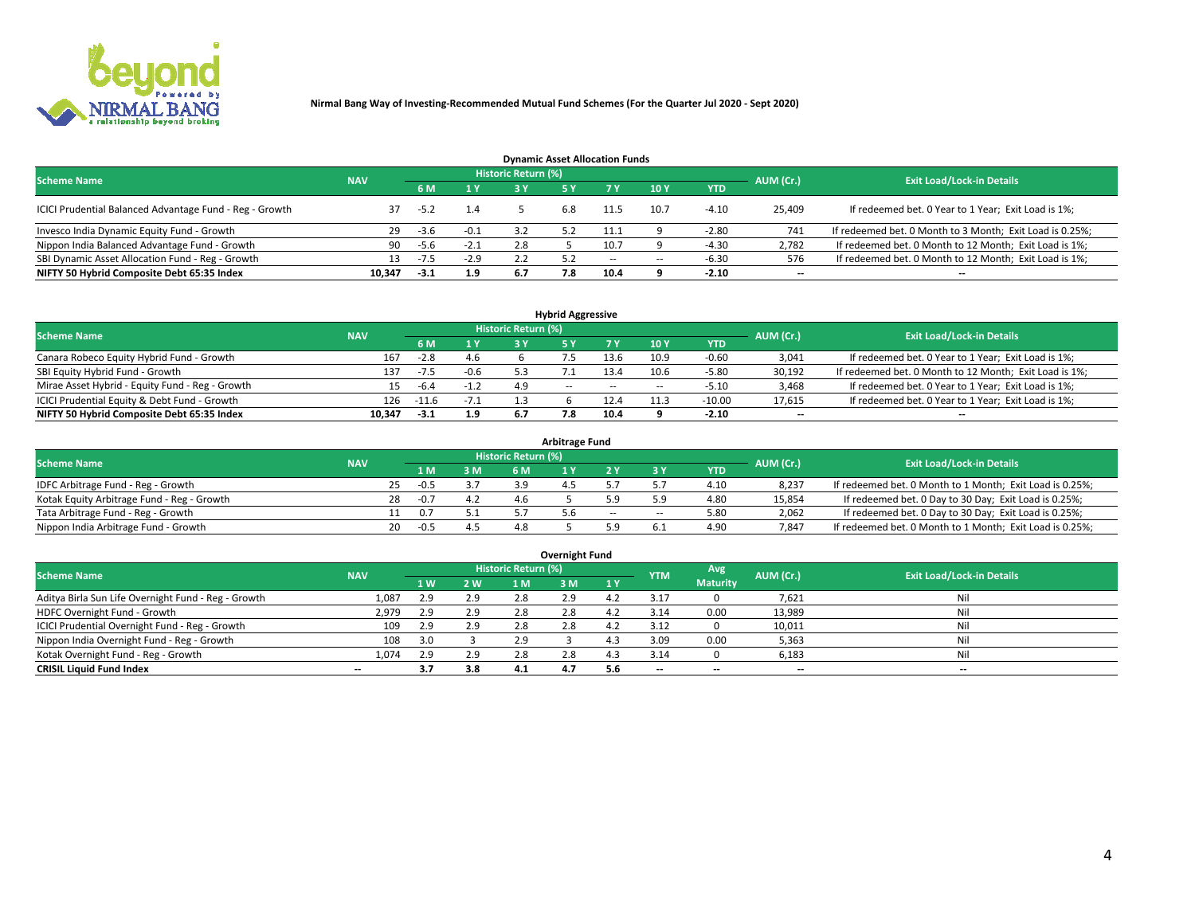**Nirmal Bang Way of Investing-Recommended Mutual Fund Schemes (For the Quarter Jul 2020 - Sept 2020)**

### Dynamic Asset Allocation Funds

| Scheme Name | NAV | Historic Return (%) | | | | | | | AUM (Cr.) | Exit Load/Lock-in Details |
|---|---|---|---|---|---|---|---|---|---|---|
| | | 6 M | 1 Y | 3 Y | 5 Y | 7 Y | 10 Y | YTD | | |
| ICICI Prudential Balanced Advantage Fund - Reg - Growth | 37 | -5.2 | 1.4 | 5 | 6.8 | 11.5 | 10.7 | -4.10 | 25,409 | If redeemed bet. 0 Year to 1 Year; Exit Load is 1%; |
| Invesco India Dynamic Equity Fund - Growth | 29 | -3.6 | -0.1 | 3.2 | 5.2 | 11.1 | 9 | -2.80 | 741 | If redeemed bet. 0 Month to 3 Month; Exit Load is 0.25%; |
| Nippon India Balanced Advantage Fund - Growth | 90 | -5.6 | -2.1 | 2.8 | 5 | 10.7 | 9 | -4.30 | 2,782 | If redeemed bet. 0 Month to 12 Month; Exit Load is 1%; |
| SBI Dynamic Asset Allocation Fund - Reg - Growth | 13 | -7.5 | -2.9 | 2.2 | 5.2 | -- | -- | -6.30 | 576 | If redeemed bet. 0 Month to 12 Month; Exit Load is 1%; |
| **NIFTY 50 Hybrid Composite Debt 65:35 Index** | **10,347** | **-3.1** | **1.9** | **6.7** | **7.8** | **10.4** | **9** | **-2.10** | **--** | **--** |

### Hybrid Aggressive

| Scheme Name | NAV | Historic Return (%) | | | | | | | AUM (Cr.) | Exit Load/Lock-in Details |
|---|---|---|---|---|---|---|---|---|---|---|
| | | 6 M | 1 Y | 3 Y | 5 Y | 7 Y | 10 Y | YTD | | |
| Canara Robeco Equity Hybrid Fund - Growth | 167 | -2.8 | 4.6 | 6 | 7.5 | 13.6 | 10.9 | -0.60 | 3,041 | If redeemed bet. 0 Year to 1 Year; Exit Load is 1%; |
| SBI Equity Hybrid Fund - Growth | 137 | -7.5 | -0.6 | 5.3 | 7.1 | 13.4 | 10.6 | -5.80 | 30,192 | If redeemed bet. 0 Month to 12 Month; Exit Load is 1%; |
| Mirae Asset Hybrid - Equity Fund - Reg - Growth | 15 | -6.4 | -1.2 | 4.9 | -- | -- | -- | -5.10 | 3,468 | If redeemed bet. 0 Year to 1 Year; Exit Load is 1%; |
| ICICI Prudential Equity & Debt Fund - Growth | 126 | -11.6 | -7.1 | 1.3 | 6 | 12.4 | 11.3 | -10.00 | 17,615 | If redeemed bet. 0 Year to 1 Year; Exit Load is 1%; |
| **NIFTY 50 Hybrid Composite Debt 65:35 Index** | **10,347** | **-3.1** | **1.9** | **6.7** | **7.8** | **10.4** | **9** | **-2.10** | **--** | **--** |

### Arbitrage Fund

| Scheme Name | NAV | Historic Return (%) | | | | | | | AUM (Cr.) | Exit Load/Lock-in Details |
|---|---|---|---|---|---|---|---|---|---|---|
| | | 1 M | 3 M | 6 M | 1 Y | 2 Y | 3 Y | YTD | | |
| IDFC Arbitrage Fund - Reg - Growth | 25 | -0.5 | 3.7 | 3.9 | 4.5 | 5.7 | 5.7 | 4.10 | 8,237 | If redeemed bet. 0 Month to 1 Month; Exit Load is 0.25%; |
| Kotak Equity Arbitrage Fund - Reg - Growth | 28 | -0.7 | 4.2 | 4.6 | 5 | 5.9 | 5.9 | 4.80 | 15,854 | If redeemed bet. 0 Day to 30 Day; Exit Load is 0.25%; |
| Tata Arbitrage Fund - Reg - Growth | 11 | 0.7 | 5.1 | 5.7 | 5.6 | -- | -- | 5.80 | 2,062 | If redeemed bet. 0 Day to 30 Day; Exit Load is 0.25%; |
| Nippon India Arbitrage Fund - Growth | 20 | -0.5 | 4.5 | 4.8 | 5 | 5.9 | 6.1 | 4.90 | 7,847 | If redeemed bet. 0 Month to 1 Month; Exit Load is 0.25%; |

### Overnight Fund

| Scheme Name | NAV | Historic Return (%) | | | | | YTM | Avg Maturity | AUM (Cr.) | Exit Load/Lock-in Details |
|---|---|---|---|---|---|---|---|---|---|---|
| | | 1 W | 2 W | 1 M | 3 M | 1 Y | | | | |
| Aditya Birla Sun Life Overnight Fund - Reg - Growth | 1,087 | 2.9 | 2.9 | 2.8 | 2.9 | 4.2 | 3.17 | 0 | 7,621 | Nil |
| HDFC Overnight Fund - Growth | 2,979 | 2.9 | 2.9 | 2.8 | 2.8 | 4.2 | 3.14 | 0.00 | 13,989 | Nil |
| ICICI Prudential Overnight Fund - Reg - Growth | 109 | 2.9 | 2.9 | 2.8 | 2.8 | 4.2 | 3.12 | 0 | 10,011 | Nil |
| Nippon India Overnight Fund - Reg - Growth | 108 | 3.0 | 3 | 2.9 | 3 | 4.3 | 3.09 | 0.00 | 5,363 | Nil |
| Kotak Overnight Fund - Reg - Growth | 1,074 | 2.9 | 2.9 | 2.8 | 2.8 | 4.3 | 3.14 | 0 | 6,183 | Nil |
| **CRISIL Liquid Fund Index** | **--** | **3.7** | **3.8** | **4.1** | **4.7** | **5.6** | **--** | **--** | **--** | **--** |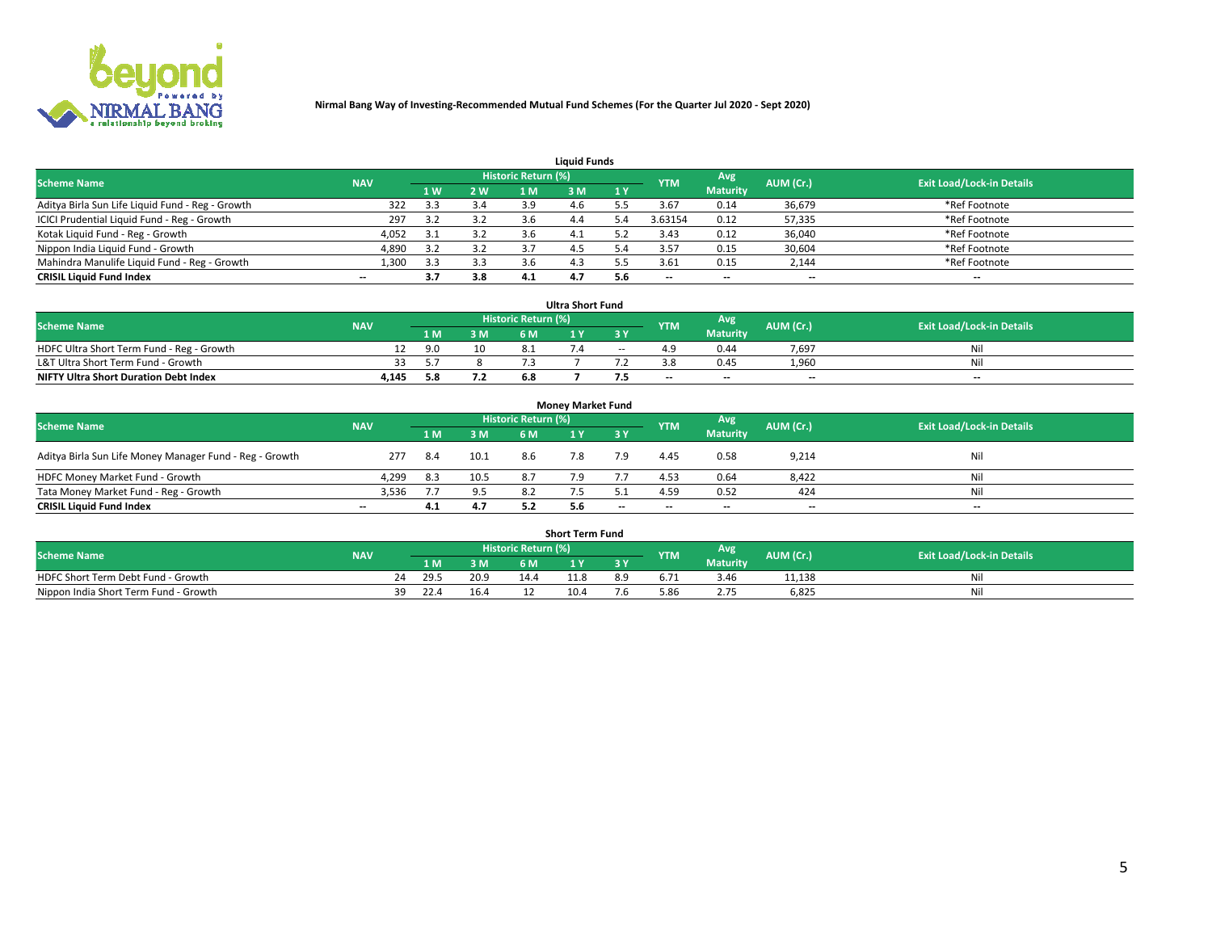**Nirmal Bang Way of Investing-Recommended Mutual Fund Schemes (For the Quarter Jul 2020 - Sept 2020)**

## Liquid Funds

| Scheme Name | NAV | Historic Return (%) | | | | | YTM | Avg Maturity | AUM (Cr.) | Exit Load/Lock-in Details |
|---|---|---|---|---|---|---|---|---|---|---|
| | | 1 W | 2 W | 1 M | 3 M | 1 Y | | | | |
| Aditya Birla Sun Life Liquid Fund - Reg - Growth | 322 | 3.3 | 3.4 | 3.9 | 4.6 | 5.5 | 3.67 | 0.14 | 36,679 | *Ref Footnote |
| ICICI Prudential Liquid Fund - Reg - Growth | 297 | 3.2 | 3.2 | 3.6 | 4.4 | 5.4 | 3.63154 | 0.12 | 57,335 | *Ref Footnote |
| Kotak Liquid Fund - Reg - Growth | 4,052 | 3.1 | 3.2 | 3.6 | 4.1 | 5.2 | 3.43 | 0.12 | 36,040 | *Ref Footnote |
| Nippon India Liquid Fund - Growth | 4,890 | 3.2 | 3.2 | 3.7 | 4.5 | 5.4 | 3.57 | 0.15 | 30,604 | *Ref Footnote |
| Mahindra Manulife Liquid Fund - Reg - Growth | 1,300 | 3.3 | 3.3 | 3.6 | 4.3 | 5.5 | 3.61 | 0.15 | 2,144 | *Ref Footnote |
| **CRISIL Liquid Fund Index** | -- | **3.7** | **3.8** | **4.1** | **4.7** | **5.6** | -- | -- | -- | -- |

## Ultra Short Fund

| Scheme Name | NAV | Historic Return (%) | | | | | YTM | Avg Maturity | AUM (Cr.) | Exit Load/Lock-in Details |
|---|---|---|---|---|---|---|---|---|---|---|
| | | 1 M | 3 M | 6 M | 1 Y | 3 Y | | | | |
| HDFC Ultra Short Term Fund - Reg - Growth | 12 | 9.0 | 10 | 8.1 | 7.4 | -- | 4.9 | 0.44 | 7,697 | Nil |
| L&T Ultra Short Term Fund - Growth | 33 | 5.7 | 8 | 7.3 | 7 | 7.2 | 3.8 | 0.45 | 1,960 | Nil |
| **NIFTY Ultra Short Duration Debt Index** | **4,145** | **5.8** | **7.2** | **6.8** | **7** | **7.5** | -- | -- | -- | -- |

## Money Market Fund

| Scheme Name | NAV | Historic Return (%) | | | | | YTM | Avg Maturity | AUM (Cr.) | Exit Load/Lock-in Details |
|---|---|---|---|---|---|---|---|---|---|---|
| | | 1 M | 3 M | 6 M | 1 Y | 3 Y | | | | |
| Aditya Birla Sun Life Money Manager Fund - Reg - Growth | 277 | 8.4 | 10.1 | 8.6 | 7.8 | 7.9 | 4.45 | 0.58 | 9,214 | Nil |
| HDFC Money Market Fund - Growth | 4,299 | 8.3 | 10.5 | 8.7 | 7.9 | 7.7 | 4.53 | 0.64 | 8,422 | Nil |
| Tata Money Market Fund - Reg - Growth | 3,536 | 7.7 | 9.5 | 8.2 | 7.5 | 5.1 | 4.59 | 0.52 | 424 | Nil |
| **CRISIL Liquid Fund Index** | -- | **4.1** | **4.7** | **5.2** | **5.6** | -- | -- | -- | -- | -- |

## Short Term Fund

| Scheme Name | NAV | Historic Return (%) | | | | | YTM | Avg Maturity | AUM (Cr.) | Exit Load/Lock-in Details |
|---|---|---|---|---|---|---|---|---|---|---|
| | | 1 M | 3 M | 6 M | 1 Y | 3 Y | | | | |
| HDFC Short Term Debt Fund - Growth | 24 | 29.5 | 20.9 | 14.4 | 11.8 | 8.9 | 6.71 | 3.46 | 11,138 | Nil |
| Nippon India Short Term Fund - Growth | 39 | 22.4 | 16.4 | 12 | 10.4 | 7.6 | 5.86 | 2.75 | 6,825 | Nil |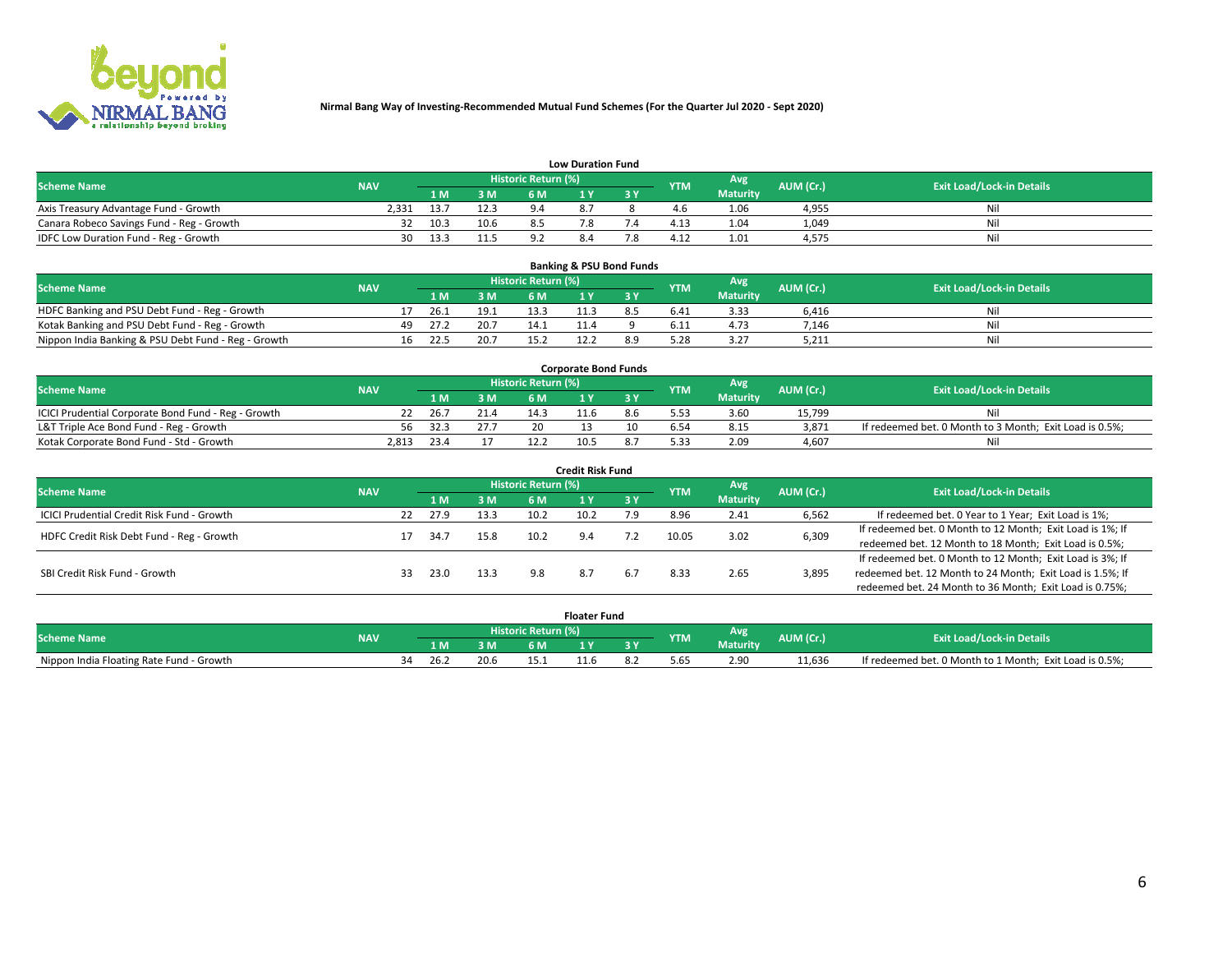**Nirmal Bang Way of Investing-Recommended Mutual Fund Schemes (For the Quarter Jul 2020 - Sept 2020)**

## Low Duration Fund

| Scheme Name | NAV | Historic Return (%) | | | | | YTM | Avg Maturity | AUM (Cr.) | Exit Load/Lock-in Details |
|---|---|---|---|---|---|---|---|---|---|---|
| | | 1 M | 3 M | 6 M | 1 Y | 3 Y | | | | |
| Axis Treasury Advantage Fund - Growth | 2,331 | 13.7 | 12.3 | 9.4 | 8.7 | 8 | 4.6 | 1.06 | 4,955 | Nil |
| Canara Robeco Savings Fund - Reg - Growth | 32 | 10.3 | 10.6 | 8.5 | 7.8 | 7.4 | 4.13 | 1.04 | 1,049 | Nil |
| IDFC Low Duration Fund - Reg - Growth | 30 | 13.3 | 11.5 | 9.2 | 8.4 | 7.8 | 4.12 | 1.01 | 4,575 | Nil |

## Banking & PSU Bond Funds

| Scheme Name | NAV | Historic Return (%) | | | | | YTM | Avg Maturity | AUM (Cr.) | Exit Load/Lock-in Details |
|---|---|---|---|---|---|---|---|---|---|---|
| | | 1 M | 3 M | 6 M | 1 Y | 3 Y | | | | |
| HDFC Banking and PSU Debt Fund - Reg - Growth | 17 | 26.1 | 19.1 | 13.3 | 11.3 | 8.5 | 6.41 | 3.33 | 6,416 | Nil |
| Kotak Banking and PSU Debt Fund - Reg - Growth | 49 | 27.2 | 20.7 | 14.1 | 11.4 | 9 | 6.11 | 4.73 | 7,146 | Nil |
| Nippon India Banking & PSU Debt Fund - Reg - Growth | 16 | 22.5 | 20.7 | 15.2 | 12.2 | 8.9 | 5.28 | 3.27 | 5,211 | Nil |

## Corporate Bond Funds

| Scheme Name | NAV | Historic Return (%) | | | | | YTM | Avg Maturity | AUM (Cr.) | Exit Load/Lock-in Details |
|---|---|---|---|---|---|---|---|---|---|---|
| | | 1 M | 3 M | 6 M | 1 Y | 3 Y | | | | |
| ICICI Prudential Corporate Bond Fund - Reg - Growth | 22 | 26.7 | 21.4 | 14.3 | 11.6 | 8.6 | 5.53 | 3.60 | 15,799 | Nil |
| L&T Triple Ace Bond Fund - Reg - Growth | 56 | 32.3 | 27.7 | 20 | 13 | 10 | 6.54 | 8.15 | 3,871 | If redeemed bet. 0 Month to 3 Month; Exit Load is 0.5%; |
| Kotak Corporate Bond Fund - Std - Growth | 2,813 | 23.4 | 17 | 12.2 | 10.5 | 8.7 | 5.33 | 2.09 | 4,607 | Nil |

## Credit Risk Fund

| Scheme Name | NAV | Historic Return (%) | | | | | YTM | Avg Maturity | AUM (Cr.) | Exit Load/Lock-in Details |
|---|---|---|---|---|---|---|---|---|---|---|
| | | 1 M | 3 M | 6 M | 1 Y | 3 Y | | | | |
| ICICI Prudential Credit Risk Fund - Growth | 22 | 27.9 | 13.3 | 10.2 | 10.2 | 7.9 | 8.96 | 2.41 | 6,562 | If redeemed bet. 0 Year to 1 Year; Exit Load is 1%; |
| HDFC Credit Risk Debt Fund - Reg - Growth | 17 | 34.7 | 15.8 | 10.2 | 9.4 | 7.2 | 10.05 | 3.02 | 6,309 | If redeemed bet. 0 Month to 12 Month; Exit Load is 1%; If redeemed bet. 12 Month to 18 Month; Exit Load is 0.5%; |
| SBI Credit Risk Fund - Growth | 33 | 23.0 | 13.3 | 9.8 | 8.7 | 6.7 | 8.33 | 2.65 | 3,895 | If redeemed bet. 0 Month to 12 Month; Exit Load is 3%; If redeemed bet. 12 Month to 24 Month; Exit Load is 1.5%; If redeemed bet. 24 Month to 36 Month; Exit Load is 0.75%; |

## Floater Fund

| Scheme Name | NAV | Historic Return (%) | | | | | YTM | Avg Maturity | AUM (Cr.) | Exit Load/Lock-in Details |
|---|---|---|---|---|---|---|---|---|---|---|
| | | 1 M | 3 M | 6 M | 1 Y | 3 Y | | | | |
| Nippon India Floating Rate Fund - Growth | 34 | 26.2 | 20.6 | 15.1 | 11.6 | 8.2 | 5.65 | 2.90 | 11,636 | If redeemed bet. 0 Month to 1 Month; Exit Load is 0.5%; |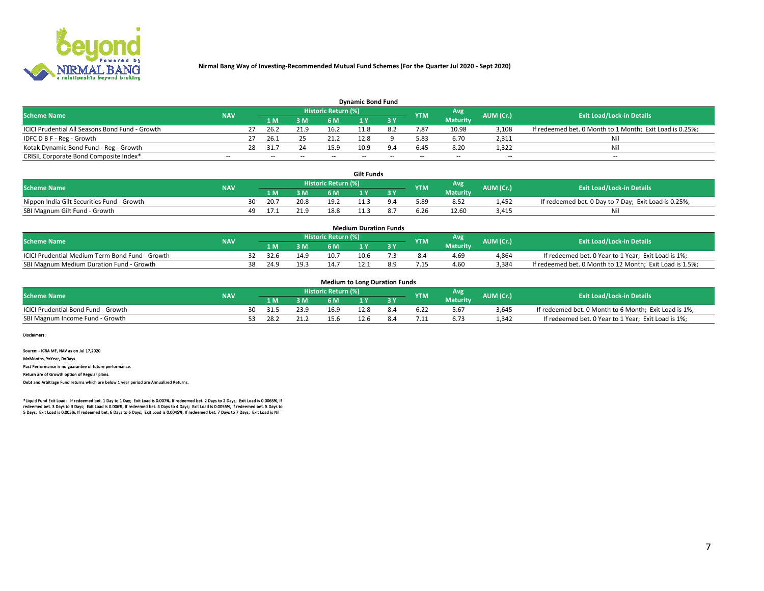Nirmal Bang Way of Investing-Recommended Mutual Fund Schemes (For the Quarter Jul 2020 - Sept 2020)

## Dynamic Bond Fund

| Scheme Name | NAV | Historic Return (%) | | | | | YTM | Avg Maturity | AUM (Cr.) | Exit Load/Lock-in Details |
|---|---|---|---|---|---|---|---|---|---|---|
| | | 1 M | 3 M | 6 M | 1 Y | 3 Y | | | | |
| ICICI Prudential All Seasons Bond Fund - Growth | 27 | 26.2 | 21.9 | 16.2 | 11.8 | 8.2 | 7.87 | 10.98 | 3,108 | If redeemed bet. 0 Month to 1 Month; Exit Load is 0.25%; |
| IDFC D B F - Reg - Growth | 27 | 26.1 | 25 | 21.2 | 12.8 | 9 | 5.83 | 6.70 | 2,311 | Nil |
| Kotak Dynamic Bond Fund - Reg - Growth | 28 | 31.7 | 24 | 15.9 | 10.9 | 9.4 | 6.45 | 8.20 | 1,322 | Nil |
| CRISIL Corporate Bond Composite Index* | -- | -- | -- | -- | -- | -- | -- | -- | -- | -- |

## Gilt Funds

| Scheme Name | NAV | Historic Return (%) | | | | | YTM | Avg Maturity | AUM (Cr.) | Exit Load/Lock-in Details |
|---|---|---|---|---|---|---|---|---|---|---|
| | | 1 M | 3 M | 6 M | 1 Y | 3 Y | | | | |
| Nippon India Gilt Securities Fund - Growth | 30 | 20.7 | 20.8 | 19.2 | 11.3 | 9.4 | 5.89 | 8.52 | 1,452 | If redeemed bet. 0 Day to 7 Day; Exit Load is 0.25%; |
| SBI Magnum Gilt Fund - Growth | 49 | 17.1 | 21.9 | 18.8 | 11.3 | 8.7 | 6.26 | 12.60 | 3,415 | Nil |

## Medium Duration Funds

| Scheme Name | NAV | Historic Return (%) | | | | | YTM | Avg Maturity | AUM (Cr.) | Exit Load/Lock-in Details |
|---|---|---|---|---|---|---|---|---|---|---|
| | | 1 M | 3 M | 6 M | 1 Y | 3 Y | | | | |
| ICICI Prudential Medium Term Bond Fund - Growth | 32 | 32.6 | 14.9 | 10.7 | 10.6 | 7.3 | 8.4 | 4.69 | 4,864 | If redeemed bet. 0 Year to 1 Year; Exit Load is 1%; |
| SBI Magnum Medium Duration Fund - Growth | 38 | 24.9 | 19.3 | 14.7 | 12.1 | 8.9 | 7.15 | 4.60 | 3,384 | If redeemed bet. 0 Month to 12 Month; Exit Load is 1.5%; |

## Medium to Long Duration Funds

| Scheme Name | NAV | Historic Return (%) | | | | | YTM | Avg Maturity | AUM (Cr.) | Exit Load/Lock-in Details |
|---|---|---|---|---|---|---|---|---|---|---|
| | | 1 M | 3 M | 6 M | 1 Y | 3 Y | | | | |
| ICICI Prudential Bond Fund - Growth | 30 | 31.5 | 23.9 | 16.9 | 12.8 | 8.4 | 6.22 | 5.67 | 3,645 | If redeemed bet. 0 Month to 6 Month; Exit Load is 1%; |
| SBI Magnum Income Fund - Growth | 53 | 28.2 | 21.2 | 15.6 | 12.6 | 8.4 | 7.11 | 6.73 | 1,342 | If redeemed bet. 0 Year to 1 Year; Exit Load is 1%; |

Disclaimers:

Source: - ICRA MF, NAV as on Jul 17,2020

M=Months, Y=Year, D=Days

Past Performance is no guarantee of future performance.

Return are of Growth option of Regular plans.

Debt and Arbitrage Fund returns which are below 1 year period are Annualized Returns.

*Liquid Fund Exit Load: If redeemed bet. 1 Day to 1 Day; Exit Load is 0.007%, If redeemed bet. 2 Days to 2 Days; Exit Load is 0.0065%, If redeemed bet. 3 Days to 3 Days; Exit Load is 0.006%, If redeemed bet. 4 Days to 4 Days; Exit Load is 0.0055%, If redeemed bet. 5 Days to 5 Days; Exit Load is 0.005%, If redeemed bet. 6 Days to 6 Days; Exit Load is 0.0045%, If redeemed bet. 7 Days to 7 Days; Exit Load is Nil